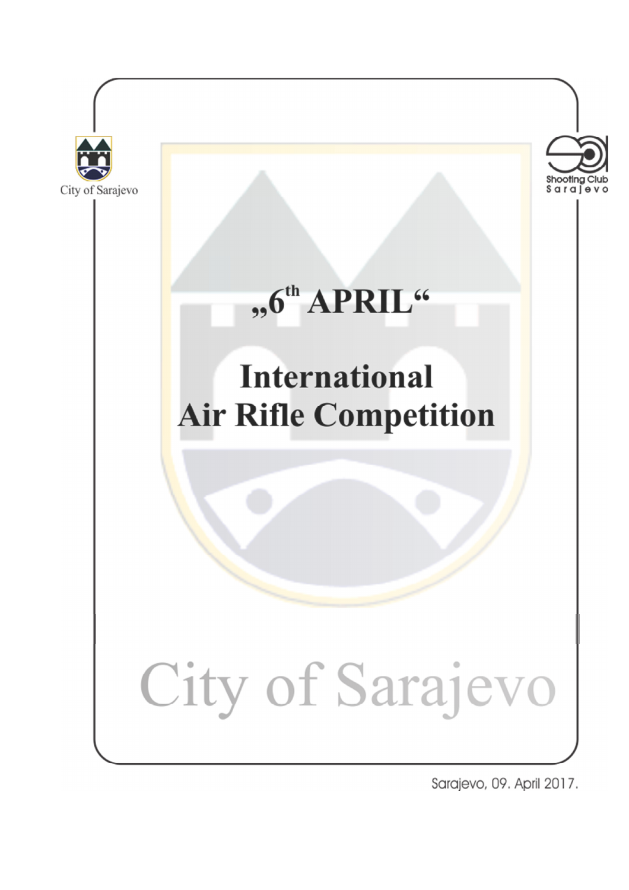City of Sarajevo

Shooting Club Sarajevo

# „6th APRIL“

# International Air Rifle Competition

City of Sarajevo

Sarajevo, 09. April 2017.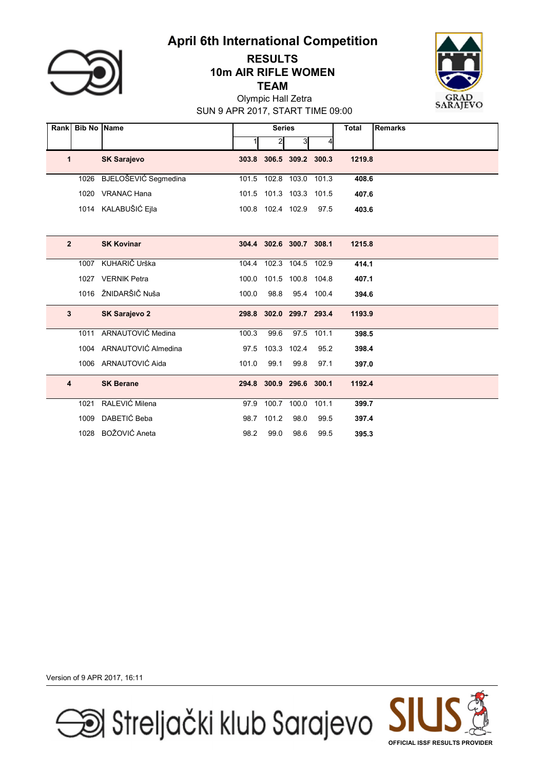# April 6th International Competition

## RESULTS
## 10m AIR RIFLE WOMEN
## TEAM

Olympic Hall Zetra

SUN 9 APR 2017, START TIME 09:00

| Rank | Bib No | Name | Series 1 | Series 2 | Series 3 | Series 4 | Total | Remarks |
|---|---|---|---|---|---|---|---|---|
| **1** | | **SK Sarajevo** | **303.8** | **306.5** | **309.2** | **300.3** | **1219.8** | |
| | 1026 | BJELOŠEVIĆ Segmedina | 101.5 | 102.8 | 103.0 | 101.3 | **408.6** | |
| | 1020 | VRANAC Hana | 101.5 | 101.3 | 103.3 | 101.5 | **407.6** | |
| | 1014 | KALABUŠIĆ Ejla | 100.8 | 102.4 | 102.9 | 97.5 | **403.6** | |
| **2** | | **SK Kovinar** | **304.4** | **302.6** | **300.7** | **308.1** | **1215.8** | |
| | 1007 | KUHARIČ Urška | 104.4 | 102.3 | 104.5 | 102.9 | **414.1** | |
| | 1027 | VERNIK Petra | 100.0 | 101.5 | 100.8 | 104.8 | **407.1** | |
| | 1016 | ŽNIDARŠIČ Nuša | 100.0 | 98.8 | 95.4 | 100.4 | **394.6** | |
| **3** | | **SK Sarajevo 2** | **298.8** | **302.0** | **299.7** | **293.4** | **1193.9** | |
| | 1011 | ARNAUTOVIĆ Medina | 100.3 | 99.6 | 97.5 | 101.1 | **398.5** | |
| | 1004 | ARNAUTOVIĆ Almedina | 97.5 | 103.3 | 102.4 | 95.2 | **398.4** | |
| | 1006 | ARNAUTOVIĆ Aida | 101.0 | 99.1 | 99.8 | 97.1 | **397.0** | |
| **4** | | **SK Berane** | **294.8** | **300.9** | **296.6** | **300.1** | **1192.4** | |
| | 1021 | RALEVIĆ Milena | 97.9 | 100.7 | 100.0 | 101.1 | **399.7** | |
| | 1009 | DABETIĆ Beba | 98.7 | 101.2 | 98.0 | 99.5 | **397.4** | |
| | 1028 | BOŽOVIĆ Aneta | 98.2 | 99.0 | 98.6 | 99.5 | **395.3** | |

Version of 9 APR 2017, 16:11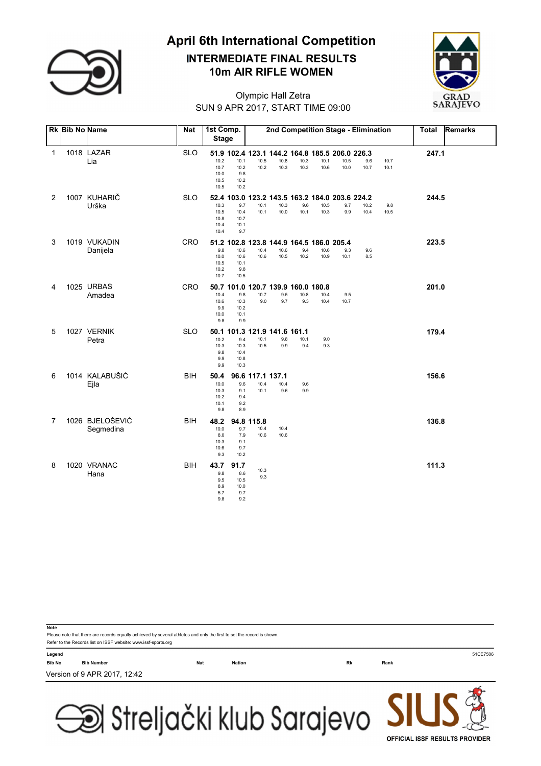# April 6th International Competition

## INTERMEDIATE FINAL RESULTS
## 10m AIR RIFLE WOMEN

Olympic Hall Zetra
SUN 9 APR 2017, START TIME 09:00

| Rk | Bib No | Name | Nat | 1st Comp. Stage | | 2nd Competition Stage - Elimination | | | | | | | | Total | Remarks |
|---|---|---|---|---|---|---|---|---|---|---|---|---|---|---|---|
| 1 | 1018 | LAZAR Lia | SLO | 51.9 | 102.4 | 123.1 | 144.2 | 164.8 | 185.5 | 206.0 | 226.3 | | | 247.1 | |
| | | | | 10.2 10.7 10.0 10.5 10.5 | 10.1 10.2 9.8 10.2 10.2 | 10.5 10.2 | 10.8 10.3 | 10.3 10.3 | 10.1 10.6 | 10.5 10.0 | 9.6 10.7 | 10.7 10.1 | | | |
| 2 | 1007 | KUHARIČ Urška | SLO | 52.4 | 103.0 | 123.2 | 143.5 | 163.2 | 184.0 | 203.6 | 224.2 | | | 244.5 | |
| | | | | 10.3 10.5 10.8 10.4 10.4 | 9.7 10.4 10.7 10.1 9.7 | 10.1 10.1 | 10.3 10.0 | 9.6 10.1 | 10.5 10.3 | 9.7 9.9 | 10.2 10.4 | 9.8 10.5 | | | |
| 3 | 1019 | VUKADIN Danijela | CRO | 51.2 | 102.8 | 123.8 | 144.9 | 164.5 | 186.0 | 205.4 | | | | 223.5 | |
| | | | | 9.8 10.0 10.5 10.2 10.7 | 10.6 10.6 10.1 9.8 10.5 | 10.4 10.6 | 10.6 10.5 | 9.4 10.2 | 10.6 10.9 | 9.3 10.1 | 9.6 8.5 | | | | |
| 4 | 1025 | URBAS Amadea | CRO | 50.7 | 101.0 | 120.7 | 139.9 | 160.0 | 180.8 | | | | | 201.0 | |
| | | | | 10.4 10.6 9.9 10.0 9.8 | 9.8 10.3 10.2 10.1 9.9 | 10.7 9.0 | 9.5 9.7 | 10.8 9.3 | 10.4 10.4 | 9.5 10.7 | | | | | |
| 5 | 1027 | VERNIK Petra | SLO | 50.1 | 101.3 | 121.9 | 141.6 | 161.1 | | | | | | 179.4 | |
| | | | | 10.2 10.3 9.8 9.9 9.9 | 9.4 10.3 10.4 10.8 10.3 | 10.1 10.5 | 9.8 9.9 | 10.1 9.4 | 9.0 9.3 | | | | | | |
| 6 | 1014 | KALABUŠIĆ Ejla | BIH | 50.4 | 96.6 | 117.1 | 137.1 | | | | | | | 156.6 | |
| | | | | 10.0 10.3 10.2 10.1 9.8 | 9.6 9.1 9.4 9.2 8.9 | 10.4 10.1 | 10.4 9.6 | 9.6 9.9 | | | | | | | |
| 7 | 1026 | BJELOŠEVIĆ Segmedina | BIH | 48.2 | 94.8 | 115.8 | | | | | | | | 136.8 | |
| | | | | 10.0 8.0 10.3 10.6 9.3 | 9.7 7.9 9.1 9.7 10.2 | 10.4 10.6 | 10.4 10.6 | | | | | | | | |
| 8 | 1020 | VRANAC Hana | BIH | 43.7 | 91.7 | | | | | | | | | 111.3 | |
| | | | | 9.8 9.5 8.9 5.7 9.8 | 8.6 10.5 10.0 9.7 9.2 | 10.3 9.3 | | | | | | | | | |

**Note**
Please note that there are records equally achieved by several athletes and only the first to set the record is shown.
Refer to the Records list on ISSF website: www.issf-sports.org

**Legend**

| Bib No | Bib Number | Nat | Nation | Rk | Rank |
|---|---|---|---|---|---|

51CE7506

Version of 9 APR 2017, 12:42

Streljački klub Sarajevo

SIUS OFFICIAL ISSF RESULTS PROVIDER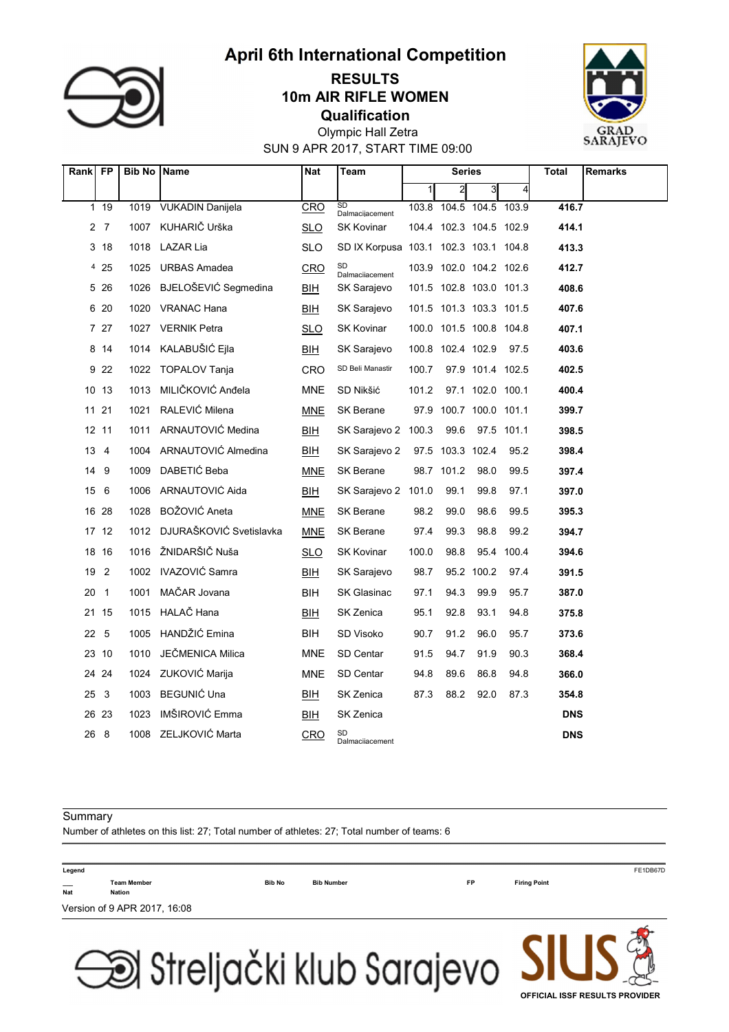# April 6th International Competition

## RESULTS
## 10m AIR RIFLE WOMEN
## Qualification

Olympic Hall Zetra

SUN 9 APR 2017, START TIME 09:00

| Rank | FP | Bib No | Name | Nat | Team | Series | | | | Total | Remarks |
|---|---|---|---|---|---|---|---|---|---|---|---|
| | | | | | | 1 | 2 | 3 | 4 | | |
| 1 | 19 | 1019 | VUKADIN Danijela | CRO | SD Dalmaciiacement | 103.8 | 104.5 | 104.5 | 103.9 | **416.7** | |
| 2 | 7 | 1007 | KUHARIČ Urška | SLO | SK Kovinar | 104.4 | 102.3 | 104.5 | 102.9 | **414.1** | |
| 3 | 18 | 1018 | LAZAR Lia | SLO | SD IX Korpusa | 103.1 | 102.3 | 103.1 | 104.8 | **413.3** | |
| 4 | 25 | 1025 | URBAS Amadea | CRO | SD Dalmaciiacement | 103.9 | 102.0 | 104.2 | 102.6 | **412.7** | |
| 5 | 26 | 1026 | BJELOŠEVIĆ Segmedina | BIH | SK Sarajevo | 101.5 | 102.8 | 103.0 | 101.3 | **408.6** | |
| 6 | 20 | 1020 | VRANAC Hana | BIH | SK Sarajevo | 101.5 | 101.3 | 103.3 | 101.5 | **407.6** | |
| 7 | 27 | 1027 | VERNIK Petra | SLO | SK Kovinar | 100.0 | 101.5 | 100.8 | 104.8 | **407.1** | |
| 8 | 14 | 1014 | KALABUŠIĆ Ejla | BIH | SK Sarajevo | 100.8 | 102.4 | 102.9 | 97.5 | **403.6** | |
| 9 | 22 | 1022 | TOPALOV Tanja | CRO | SD Beli Manastir | 100.7 | 97.9 | 101.4 | 102.5 | **402.5** | |
| 10 | 13 | 1013 | MILIČKOVIĆ Anđela | MNE | SD Nikšić | 101.2 | 97.1 | 102.0 | 100.1 | **400.4** | |
| 11 | 21 | 1021 | RALEVIĆ Milena | MNE | SK Berane | 97.9 | 100.7 | 100.0 | 101.1 | **399.7** | |
| 12 | 11 | 1011 | ARNAUTOVIĆ Medina | BIH | SK Sarajevo 2 | 100.3 | 99.6 | 97.5 | 101.1 | **398.5** | |
| 13 | 4 | 1004 | ARNAUTOVIĆ Almedina | BIH | SK Sarajevo 2 | 97.5 | 103.3 | 102.4 | 95.2 | **398.4** | |
| 14 | 9 | 1009 | DABETIĆ Beba | MNE | SK Berane | 98.7 | 101.2 | 98.0 | 99.5 | **397.4** | |
| 15 | 6 | 1006 | ARNAUTOVIĆ Aida | BIH | SK Sarajevo 2 | 101.0 | 99.1 | 99.8 | 97.1 | **397.0** | |
| 16 | 28 | 1028 | BOŽOVIĆ Aneta | MNE | SK Berane | 98.2 | 99.0 | 98.6 | 99.5 | **395.3** | |
| 17 | 12 | 1012 | DJURAŠKOVIĆ Svetislavka | MNE | SK Berane | 97.4 | 99.3 | 98.8 | 99.2 | **394.7** | |
| 18 | 16 | 1016 | ŽNIDARŠIČ Nuša | SLO | SK Kovinar | 100.0 | 98.8 | 95.4 | 100.4 | **394.6** | |
| 19 | 2 | 1002 | IVAZOVIĆ Samra | BIH | SK Sarajevo | 98.7 | 95.2 | 100.2 | 97.4 | **391.5** | |
| 20 | 1 | 1001 | MAČAR Jovana | BIH | SK Glasinac | 97.1 | 94.3 | 99.9 | 95.7 | **387.0** | |
| 21 | 15 | 1015 | HALAČ Hana | BIH | SK Zenica | 95.1 | 92.8 | 93.1 | 94.8 | **375.8** | |
| 22 | 5 | 1005 | HANDŽIĆ Emina | BIH | SD Visoko | 90.7 | 91.2 | 96.0 | 95.7 | **373.6** | |
| 23 | 10 | 1010 | JEČMENICA Milica | MNE | SD Centar | 91.5 | 94.7 | 91.9 | 90.3 | **368.4** | |
| 24 | 24 | 1024 | ZUKOVIĆ Marija | MNE | SD Centar | 94.8 | 89.6 | 86.8 | 94.8 | **366.0** | |
| 25 | 3 | 1003 | BEGUNIĆ Una | BIH | SK Zenica | 87.3 | 88.2 | 92.0 | 87.3 | **354.8** | |
| 26 | 23 | 1023 | IMŠIROVIĆ Emma | BIH | SK Zenica | | | | | **DNS** | |
| 26 | 8 | 1008 | ZELJKOVIĆ Marta | CRO | SD Dalmaciiacement | | | | | **DNS** | |

Summary

Number of athletes on this list: 27; Total number of athletes: 27; Total number of teams: 6

**Legend**

| | | | | | |
|---|---|---|---|---|---|
| ___ | Team Member | Bib No | Bib Number | FP | Firing Point |
| Nat | Nation | | | | |

FE1DB67D

Version of 9 APR 2017, 16:08

Streljački klub Sarajevo — SIUS — OFFICIAL ISSF RESULTS PROVIDER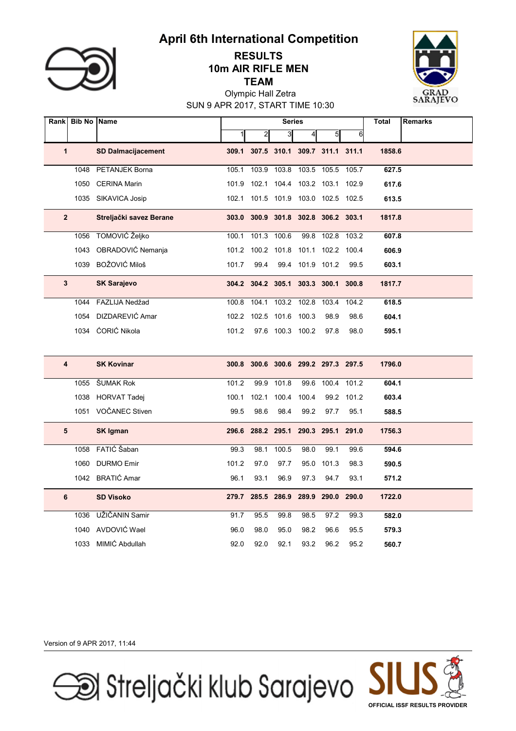# April 6th International Competition

## RESULTS

## 10m AIR RIFLE MEN

## TEAM

Olympic Hall Zetra

SUN 9 APR 2017, START TIME 10:30

| Rank | Bib No | Name | Series 1 | 2 | 3 | 4 | 5 | 6 | Total | Remarks |
|---|---|---|---|---|---|---|---|---|---|---|
| **1** | | **SD Dalmacijacement** | **309.1** | **307.5** | **310.1** | **309.7** | **311.1** | **311.1** | **1858.6** | |
| | 1048 | PETANJEK Borna | 105.1 | 103.9 | 103.8 | 103.5 | 105.5 | 105.7 | **627.5** | |
| | 1050 | CERINA Marin | 101.9 | 102.1 | 104.4 | 103.2 | 103.1 | 102.9 | **617.6** | |
| | 1035 | SIKAVICA Josip | 102.1 | 101.5 | 101.9 | 103.0 | 102.5 | 102.5 | **613.5** | |
| **2** | | **Streljački savez Berane** | **303.0** | **300.9** | **301.8** | **302.8** | **306.2** | **303.1** | **1817.8** | |
| | 1056 | TOMOVIĆ Željko | 100.1 | 101.3 | 100.6 | 99.8 | 102.8 | 103.2 | **607.8** | |
| | 1043 | OBRADOVIĆ Nemanja | 101.2 | 100.2 | 101.8 | 101.1 | 102.2 | 100.4 | **606.9** | |
| | 1039 | BOŽOVIĆ Miloš | 101.7 | 99.4 | 99.4 | 101.9 | 101.2 | 99.5 | **603.1** | |
| **3** | | **SK Sarajevo** | **304.2** | **304.2** | **305.1** | **303.3** | **300.1** | **300.8** | **1817.7** | |
| | 1044 | FAZLIJA Nedžad | 100.8 | 104.1 | 103.2 | 102.8 | 103.4 | 104.2 | **618.5** | |
| | 1054 | DIZDAREVIĆ Amar | 102.2 | 102.5 | 101.6 | 100.3 | 98.9 | 98.6 | **604.1** | |
| | 1034 | ĆORIĆ Nikola | 101.2 | 97.6 | 100.3 | 100.2 | 97.8 | 98.0 | **595.1** | |
| **4** | | **SK Kovinar** | **300.8** | **300.6** | **300.6** | **299.2** | **297.3** | **297.5** | **1796.0** | |
| | 1055 | ŠUMAK Rok | 101.2 | 99.9 | 101.8 | 99.6 | 100.4 | 101.2 | **604.1** | |
| | 1038 | HORVAT Tadej | 100.1 | 102.1 | 100.4 | 100.4 | 99.2 | 101.2 | **603.4** | |
| | 1051 | VOČANEC Stiven | 99.5 | 98.6 | 98.4 | 99.2 | 97.7 | 95.1 | **588.5** | |
| **5** | | **SK Igman** | **296.6** | **288.2** | **295.1** | **290.3** | **295.1** | **291.0** | **1756.3** | |
| | 1058 | FATIĆ Šaban | 99.3 | 98.1 | 100.5 | 98.0 | 99.1 | 99.6 | **594.6** | |
| | 1060 | DURMO Emir | 101.2 | 97.0 | 97.7 | 95.0 | 101.3 | 98.3 | **590.5** | |
| | 1042 | BRATIĆ Amar | 96.1 | 93.1 | 96.9 | 97.3 | 94.7 | 93.1 | **571.2** | |
| **6** | | **SD Visoko** | **279.7** | **285.5** | **286.9** | **289.9** | **290.0** | **290.0** | **1722.0** | |
| | 1036 | UŽIČANIN Samir | 91.7 | 95.5 | 99.8 | 98.5 | 97.2 | 99.3 | **582.0** | |
| | 1040 | AVDOVIĆ Wael | 96.0 | 98.0 | 95.0 | 98.2 | 96.6 | 95.5 | **579.3** | |
| | 1033 | MIMIĆ Abdullah | 92.0 | 92.0 | 92.1 | 93.2 | 96.2 | 95.2 | **560.7** | |

Version of 9 APR 2017, 11:44

Streljački klub Sarajevo

SIUS OFFICIAL ISSF RESULTS PROVIDER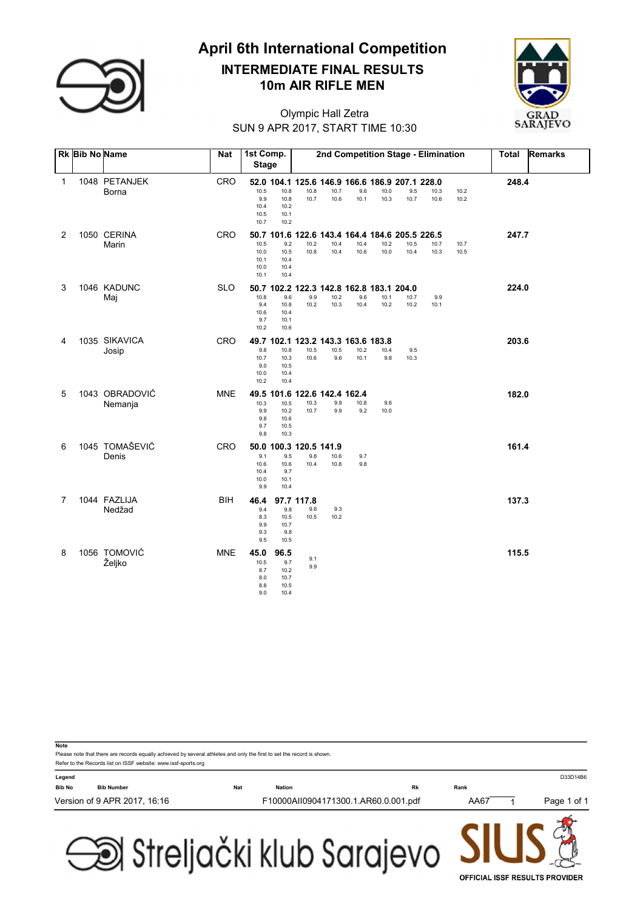# April 6th International Competition

## INTERMEDIATE FINAL RESULTS
## 10m AIR RIFLE MEN

Olympic Hall Zetra
SUN 9 APR 2017, START TIME 10:30

| Rk | Bib No | Name | Nat | 1st Comp. Stage | 2nd Competition Stage - Elimination | Total | Remarks |
|---|---|---|---|---|---|---|---|
| 1 | 1048 | PETANJEK Borna | CRO | 52.0 104.1 (10.5 9.9 10.4 10.5 10.7 / 10.8 10.8 10.2 10.1 10.2) | 125.6 146.9 166.6 186.9 207.1 228.0 (10.8 10.7 / 10.7 10.6 / 9.6 10.1 / 10.0 10.3 / 9.5 10.7 / 10.3 10.6 / 10.2 10.2) | 248.4 | |
| 2 | 1050 | CERINA Marin | CRO | 50.7 101.6 (10.5 10.0 10.1 10.0 10.1 / 9.2 10.5 10.4 10.4 10.4) | 122.6 143.4 164.4 184.6 205.5 226.5 (10.2 10.8 / 10.4 10.4 / 10.4 10.6 / 10.2 10.0 / 10.5 10.4 / 10.7 10.3 / 10.7 10.5) | 247.7 | |
| 3 | 1046 | KADUNC Maj | SLO | 50.7 102.2 (10.8 9.4 10.6 9.7 10.2 / 9.6 10.8 10.4 10.1 10.6) | 122.3 142.8 162.8 183.1 204.0 (9.9 10.2 / 10.2 10.3 / 9.6 10.4 / 10.1 10.2 / 10.7 10.2 / 9.9 10.1) | 224.0 | |
| 4 | 1035 | SIKAVICA Josip | CRO | 49.7 102.1 (9.8 10.7 9.0 10.0 10.2 / 10.8 10.3 10.5 10.4 10.4) | 123.2 143.3 163.6 183.8 (10.5 10.6 / 10.5 9.6 / 10.2 10.1 / 10.4 9.8 / 9.5 10.3) | 203.6 | |
| 5 | 1043 | OBRADOVIĆ Nemanja | MNE | 49.5 101.6 (10.3 9.9 9.8 9.7 9.8 / 10.5 10.2 10.6 10.5 10.3) | 122.6 142.4 162.4 (10.3 10.7 / 9.9 9.9 / 10.8 9.2 / 9.6 10.0) | 182.0 | |
| 6 | 1045 | TOMAŠEVIĆ Denis | CRO | 50.0 100.3 (9.1 10.6 10.4 10.0 9.9 / 9.5 10.6 9.7 10.1 10.4) | 120.5 141.9 (9.8 10.4 / 10.6 10.8 / 9.7 9.8) | 161.4 | |
| 7 | 1044 | FAZLIJA Nedžad | BIH | 46.4 97.7 (9.4 8.3 9.9 9.3 9.5 / 9.8 10.5 10.7 9.8 10.5) | 117.8 (9.6 10.5 / 9.3 10.2) | 137.3 | |
| 8 | 1056 | TOMOVIĆ Željko | MNE | 45.0 96.5 (10.5 8.7 8.0 8.8 9.0 / 9.7 10.2 10.7 10.5 10.4) | (9.1 9.9) | 115.5 | |

**Note**
Please note that there are records equally achieved by several athletes and only the first to set the record is shown.
Refer to the Records list on ISSF website: www.issf-sports.org

**Legend**

| Bib No | Bib Number | Nat | Nation | Rk | Rank |
|---|---|---|---|---|---|

D33D14B6

Version of 9 APR 2017, 16:16 F10000AII0904171300.1.AR60.0.001.pdf AA67 1

Streljački klub Sarajevo — SIUS OFFICIAL ISSF RESULTS PROVIDER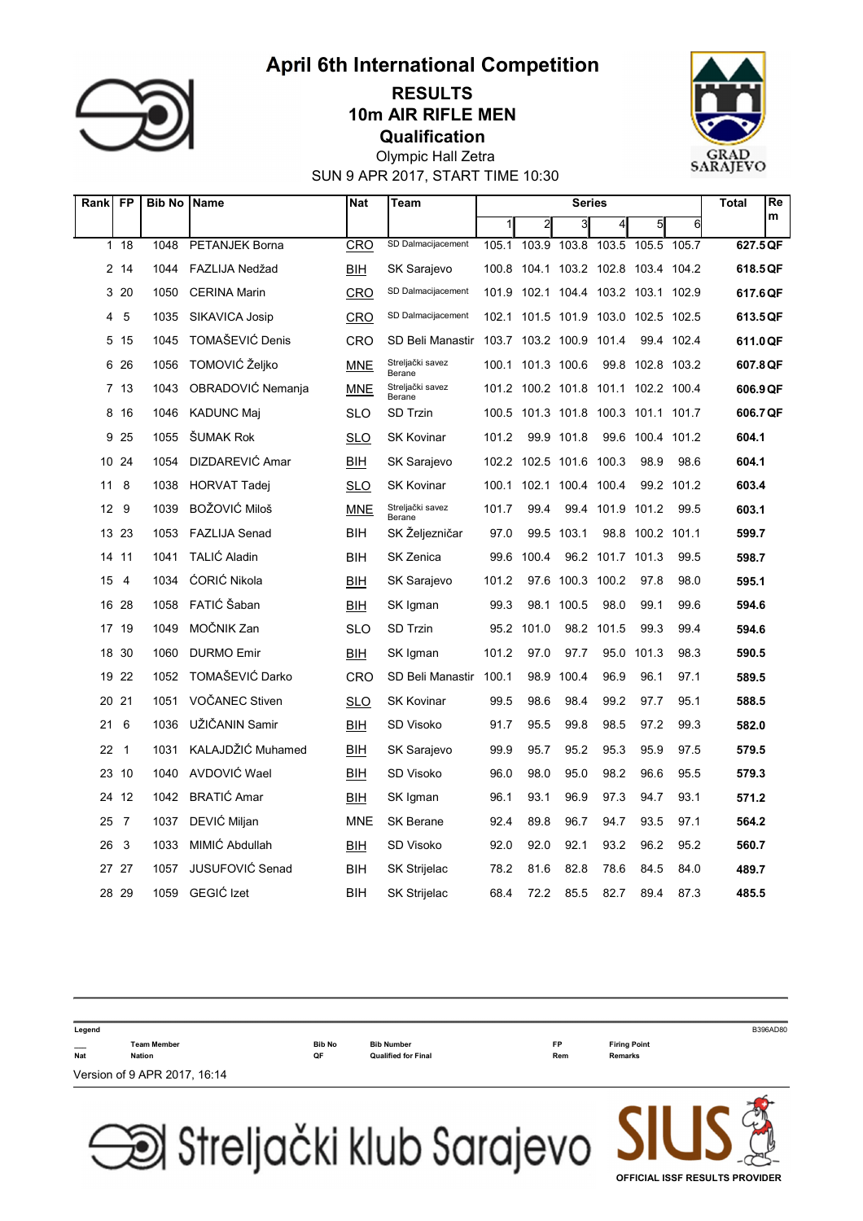# April 6th International Competition

## RESULTS

## 10m AIR RIFLE MEN

## Qualification

Olympic Hall Zetra

SUN 9 APR 2017, START TIME 10:30

GRAD SARAJEVO

| Rank | FP | Bib No | Name | Nat | Team | Series 1 | 2 | 3 | 4 | 5 | 6 | Total | Rem |
|---|---|---|---|---|---|---|---|---|---|---|---|---|---|
| 1 | 18 | 1048 | PETANJEK Borna | CRO | SD Dalmacijacement | 105.1 | 103.9 | 103.8 | 103.5 | 105.5 | 105.7 | 627.5 | QF |
| 2 | 14 | 1044 | FAZLIJA Nedžad | BIH | SK Sarajevo | 100.8 | 104.1 | 103.2 | 102.8 | 103.4 | 104.2 | 618.5 | QF |
| 3 | 20 | 1050 | CERINA Marin | CRO | SD Dalmacijacement | 101.9 | 102.1 | 104.4 | 103.2 | 103.1 | 102.9 | 617.6 | QF |
| 4 | 5 | 1035 | SIKAVICA Josip | CRO | SD Dalmacijacement | 102.1 | 101.5 | 101.9 | 103.0 | 102.5 | 102.5 | 613.5 | QF |
| 5 | 15 | 1045 | TOMAŠEVIĆ Denis | CRO | SD Beli Manastir | 103.7 | 103.2 | 100.9 | 101.4 | 99.4 | 102.4 | 611.0 | QF |
| 6 | 26 | 1056 | TOMOVIĆ Željko | MNE | Streljački savez Berane | 100.1 | 101.3 | 100.6 | 99.8 | 102.8 | 103.2 | 607.8 | QF |
| 7 | 13 | 1043 | OBRADOVIĆ Nemanja | MNE | Streljački savez Berane | 101.2 | 100.2 | 101.8 | 101.1 | 102.2 | 100.4 | 606.9 | QF |
| 8 | 16 | 1046 | KADUNC Maj | SLO | SD Trzin | 100.5 | 101.3 | 101.8 | 100.3 | 101.1 | 101.7 | 606.7 | QF |
| 9 | 25 | 1055 | ŠUMAK Rok | SLO | SK Kovinar | 101.2 | 99.9 | 101.8 | 99.6 | 100.4 | 101.2 | 604.1 | |
| 10 | 24 | 1054 | DIZDAREVIĆ Amar | BIH | SK Sarajevo | 102.2 | 102.5 | 101.6 | 100.3 | 98.9 | 98.6 | 604.1 | |
| 11 | 8 | 1038 | HORVAT Tadej | SLO | SK Kovinar | 100.1 | 102.1 | 100.4 | 100.4 | 99.2 | 101.2 | 603.4 | |
| 12 | 9 | 1039 | BOŽOVIĆ Miloš | MNE | Streljački savez Berane | 101.7 | 99.4 | 99.4 | 101.9 | 101.2 | 99.5 | 603.1 | |
| 13 | 23 | 1053 | FAZLIJA Senad | BIH | SK Željezničar | 97.0 | 99.5 | 103.1 | 98.8 | 100.2 | 101.1 | 599.7 | |
| 14 | 11 | 1041 | TALIĆ Aladin | BIH | SK Zenica | 99.6 | 100.4 | 96.2 | 101.7 | 101.3 | 99.5 | 598.7 | |
| 15 | 4 | 1034 | ĆORIĆ Nikola | BIH | SK Sarajevo | 101.2 | 97.6 | 100.3 | 100.2 | 97.8 | 98.0 | 595.1 | |
| 16 | 28 | 1058 | FATIĆ Šaban | BIH | SK Igman | 99.3 | 98.1 | 100.5 | 98.0 | 99.1 | 99.6 | 594.6 | |
| 17 | 19 | 1049 | MOČNIK Zan | SLO | SD Trzin | 95.2 | 101.0 | 98.2 | 101.5 | 99.3 | 99.4 | 594.6 | |
| 18 | 30 | 1060 | DURMO Emir | BIH | SK Igman | 101.2 | 97.0 | 97.7 | 95.0 | 101.3 | 98.3 | 590.5 | |
| 19 | 22 | 1052 | TOMAŠEVIĆ Darko | CRO | SD Beli Manastir | 100.1 | 98.9 | 100.4 | 96.9 | 96.1 | 97.1 | 589.5 | |
| 20 | 21 | 1051 | VOČANEC Stiven | SLO | SK Kovinar | 99.5 | 98.6 | 98.4 | 99.2 | 97.7 | 95.1 | 588.5 | |
| 21 | 6 | 1036 | UŽIČANIN Samir | BIH | SD Visoko | 91.7 | 95.5 | 99.8 | 98.5 | 97.2 | 99.3 | 582.0 | |
| 22 | 1 | 1031 | KALAJDŽIĆ Muhamed | BIH | SK Sarajevo | 99.9 | 95.7 | 95.2 | 95.3 | 95.9 | 97.5 | 579.5 | |
| 23 | 10 | 1040 | AVDOVIĆ Wael | BIH | SD Visoko | 96.0 | 98.0 | 95.0 | 98.2 | 96.6 | 95.5 | 579.3 | |
| 24 | 12 | 1042 | BRATIĆ Amar | BIH | SK Igman | 96.1 | 93.1 | 96.9 | 97.3 | 94.7 | 93.1 | 571.2 | |
| 25 | 7 | 1037 | DEVIĆ Miljan | MNE | SK Berane | 92.4 | 89.8 | 96.7 | 94.7 | 93.5 | 97.1 | 564.2 | |
| 26 | 3 | 1033 | MIMIĆ Abdullah | BIH | SD Visoko | 92.0 | 92.0 | 92.1 | 93.2 | 96.2 | 95.2 | 560.7 | |
| 27 | 27 | 1057 | JUSUFOVIĆ Senad | BIH | SK Strijelac | 78.2 | 81.6 | 82.8 | 78.6 | 84.5 | 84.0 | 489.7 | |
| 28 | 29 | 1059 | GEGIĆ Izet | BIH | SK Strijelac | 68.4 | 72.2 | 85.5 | 82.7 | 89.4 | 87.3 | 485.5 | |

**Legend**

| | | | | | |
|---|---|---|---|---|---|
| ___ | Team Member | Bib No | Bib Number | FP | Firing Point |
| Nat | Nation | QF | Qualified for Final | Rem | Remarks |

B396AD80

Version of 9 APR 2017, 16:14

Streljački klub Sarajevo

SIUS OFFICIAL ISSF RESULTS PROVIDER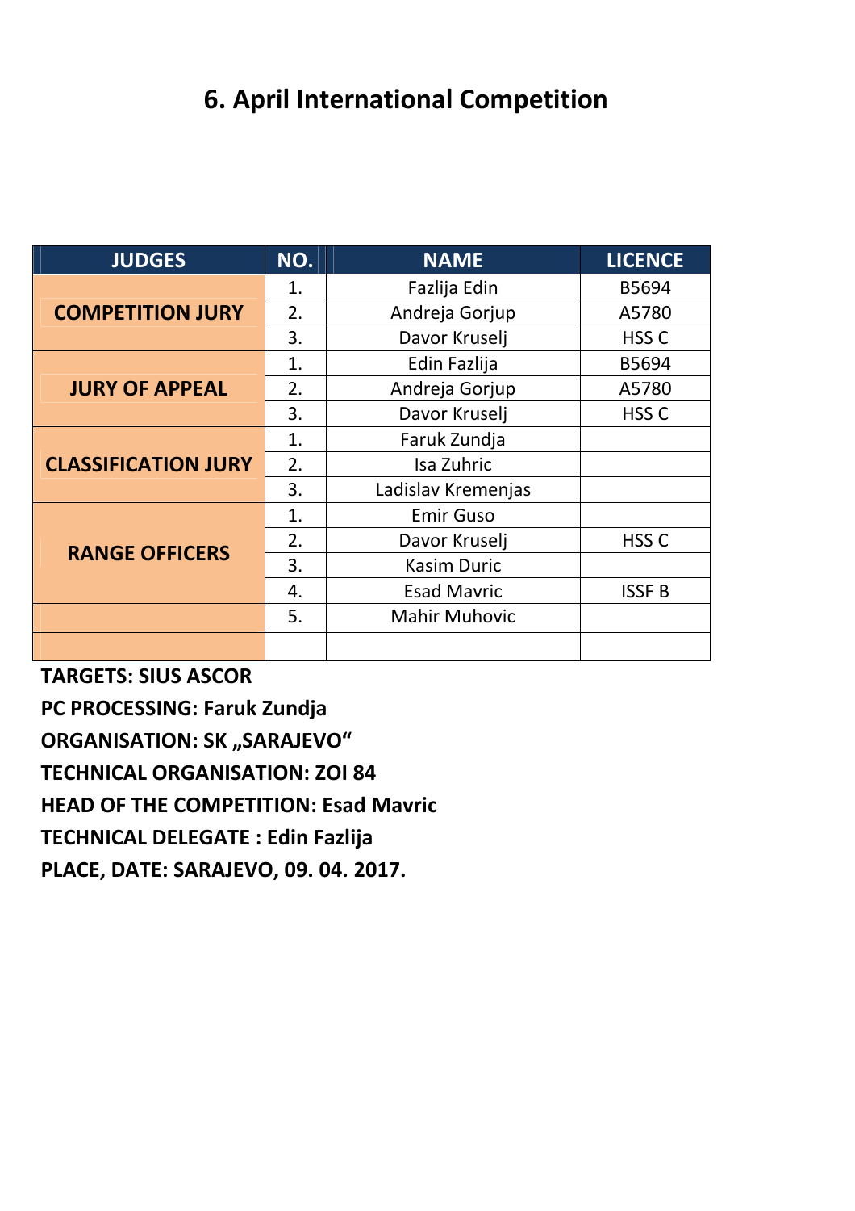# 6. April International Competition

| JUDGES | NO. | NAME | LICENCE |
|---|---|---|---|
| **COMPETITION JURY** | 1. | Fazlija Edin | B5694 |
| | 2. | Andreja Gorjup | A5780 |
| | 3. | Davor Kruselj | HSS C |
| **JURY OF APPEAL** | 1. | Edin Fazlija | B5694 |
| | 2. | Andreja Gorjup | A5780 |
| | 3. | Davor Kruselj | HSS C |
| **CLASSIFICATION JURY** | 1. | Faruk Zundja | |
| | 2. | Isa Zuhric | |
| | 3. | Ladislav Kremenjas | |
| **RANGE OFFICERS** | 1. | Emir Guso | |
| | 2. | Davor Kruselj | HSS C |
| | 3. | Kasim Duric | |
| | 4. | Esad Mavric | ISSF B |
| | 5. | Mahir Muhovic | |
| | | | |

**TARGETS: SIUS ASCOR**

**PC PROCESSING: Faruk Zundja**

**ORGANISATION: SK „SARAJEVO“**

**TECHNICAL ORGANISATION: ZOI 84**

**HEAD OF THE COMPETITION: Esad Mavric**

**TECHNICAL DELEGATE : Edin Fazlija**

**PLACE, DATE: SARAJEVO, 09. 04. 2017.**